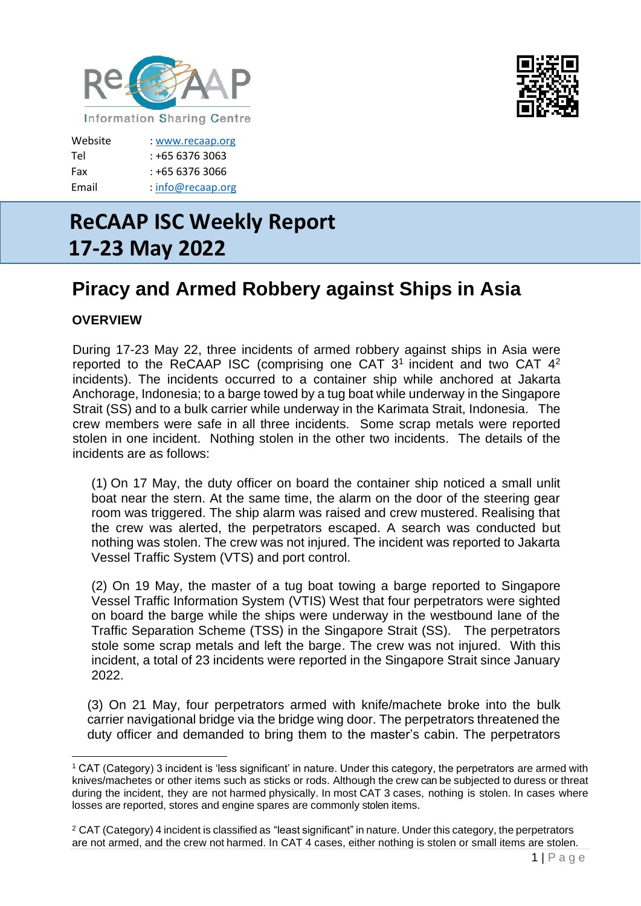Information Sharing Centre

Website : www.recaap.org
Tel : +65 6376 3063
Fax : +65 6376 3066
Email : info@recaap.org

# ReCAAP ISC Weekly Report 17-23 May 2022

## Piracy and Armed Robbery against Ships in Asia

### OVERVIEW

During 17-23 May 22, three incidents of armed robbery against ships in Asia were reported to the ReCAAP ISC (comprising one CAT 3[1] incident and two CAT 4[2] incidents). The incidents occurred to a container ship while anchored at Jakarta Anchorage, Indonesia; to a barge towed by a tug boat while underway in the Singapore Strait (SS) and to a bulk carrier while underway in the Karimata Strait, Indonesia. The crew members were safe in all three incidents. Some scrap metals were reported stolen in one incident. Nothing stolen in the other two incidents. The details of the incidents are as follows:

(1) On 17 May, the duty officer on board the container ship noticed a small unlit boat near the stern. At the same time, the alarm on the door of the steering gear room was triggered. The ship alarm was raised and crew mustered. Realising that the crew was alerted, the perpetrators escaped. A search was conducted but nothing was stolen. The crew was not injured. The incident was reported to Jakarta Vessel Traffic System (VTS) and port control.

(2) On 19 May, the master of a tug boat towing a barge reported to Singapore Vessel Traffic Information System (VTIS) West that four perpetrators were sighted on board the barge while the ships were underway in the westbound lane of the Traffic Separation Scheme (TSS) in the Singapore Strait (SS). The perpetrators stole some scrap metals and left the barge. The crew was not injured. With this incident, a total of 23 incidents were reported in the Singapore Strait since January 2022.

(3) On 21 May, four perpetrators armed with knife/machete broke into the bulk carrier navigational bridge via the bridge wing door. The perpetrators threatened the duty officer and demanded to bring them to the master's cabin. The perpetrators

---

[1] CAT (Category) 3 incident is 'less significant' in nature. Under this category, the perpetrators are armed with knives/machetes or other items such as sticks or rods. Although the crew can be subjected to duress or threat during the incident, they are not harmed physically. In most CAT 3 cases, nothing is stolen. In cases where losses are reported, stores and engine spares are commonly stolen items.

[2] CAT (Category) 4 incident is classified as "least significant" in nature. Under this category, the perpetrators are not armed, and the crew not harmed. In CAT 4 cases, either nothing is stolen or small items are stolen.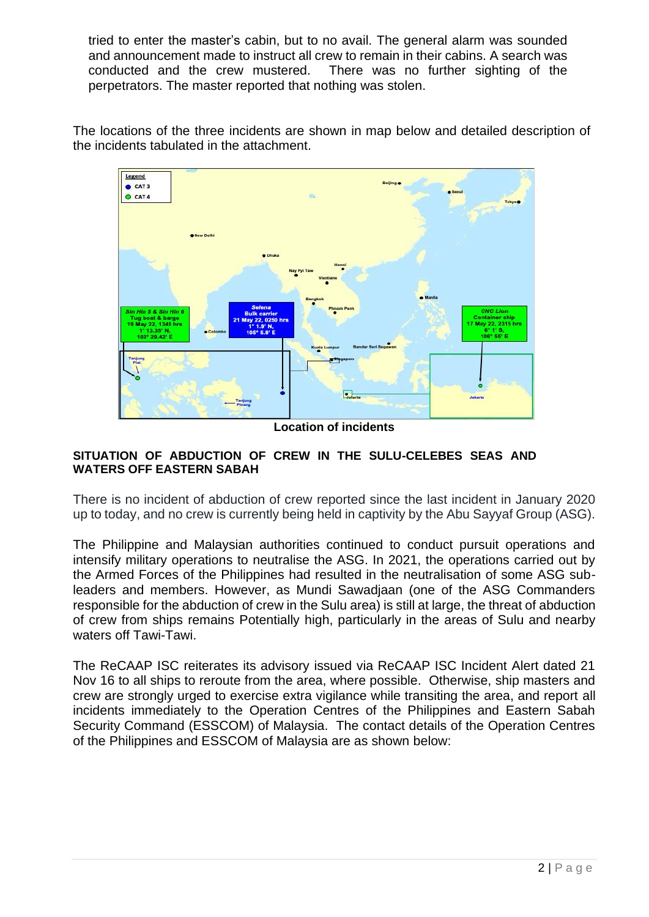tried to enter the master's cabin, but to no avail. The general alarm was sounded and announcement made to instruct all crew to remain in their cabins. A search was conducted and the crew mustered. There was no further sighting of the perpetrators. The master reported that nothing was stolen.

The locations of the three incidents are shown in map below and detailed description of the incidents tabulated in the attachment.

**Location of incidents**

**SITUATION OF ABDUCTION OF CREW IN THE SULU-CELEBES SEAS AND WATERS OFF EASTERN SABAH**

There is no incident of abduction of crew reported since the last incident in January 2020 up to today, and no crew is currently being held in captivity by the Abu Sayyaf Group (ASG).

The Philippine and Malaysian authorities continued to conduct pursuit operations and intensify military operations to neutralise the ASG. In 2021, the operations carried out by the Armed Forces of the Philippines had resulted in the neutralisation of some ASG sub-leaders and members. However, as Mundi Sawadjaan (one of the ASG Commanders responsible for the abduction of crew in the Sulu area) is still at large, the threat of abduction of crew from ships remains Potentially high, particularly in the areas of Sulu and nearby waters off Tawi-Tawi.

The ReCAAP ISC reiterates its advisory issued via ReCAAP ISC Incident Alert dated 21 Nov 16 to all ships to reroute from the area, where possible. Otherwise, ship masters and crew are strongly urged to exercise extra vigilance while transiting the area, and report all incidents immediately to the Operation Centres of the Philippines and Eastern Sabah Security Command (ESSCOM) of Malaysia. The contact details of the Operation Centres of the Philippines and ESSCOM of Malaysia are as shown below: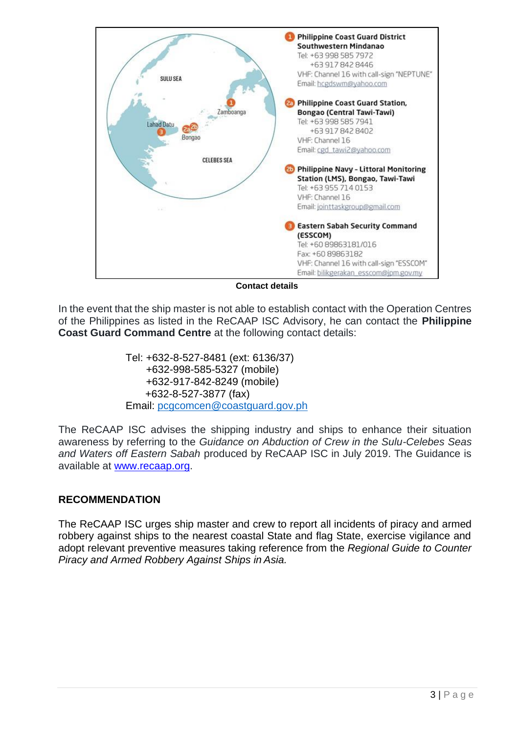**1 Philippine Coast Guard District Southwestern Mindanao**
Tel: +63 998 585 7972
+63 917 842 8446
VHF: Channel 16 with call-sign "NEPTUNE"
Email: hcgdswm@yahoo.com

**2a Philippine Coast Guard Station, Bongao (Central Tawi-Tawi)**
Tel: +63 998 585 7941
+63 917 842 8402
VHF: Channel 16
Email: cgd_tawi2@yahoo.com

**2b Philippine Navy - Littoral Monitoring Station (LMS), Bongao, Tawi-Tawi**
Tel: +63 955 714 0153
VHF: Channel 16
Email: jointtaskgroup@gmail.com

**3 Eastern Sabah Security Command (ESSCOM)**
Tel: +60 89863181/016
Fax: +60 89863182
VHF: Channel 16 with call-sign "ESSCOM"
Email: bilikgerakan_esscom@jpm.gov.my

**Contact details**

In the event that the ship master is not able to establish contact with the Operation Centres of the Philippines as listed in the ReCAAP ISC Advisory, he can contact the **Philippine Coast Guard Command Centre** at the following contact details:

Tel: +632-8-527-8481 (ext: 6136/37)
+632-998-585-5327 (mobile)
+632-917-842-8249 (mobile)
+632-8-527-3877 (fax)
Email: pcgcomcen@coastguard.gov.ph

The ReCAAP ISC advises the shipping industry and ships to enhance their situation awareness by referring to the *Guidance on Abduction of Crew in the Sulu-Celebes Seas and Waters off Eastern Sabah* produced by ReCAAP ISC in July 2019. The Guidance is available at www.recaap.org.

## RECOMMENDATION

The ReCAAP ISC urges ship master and crew to report all incidents of piracy and armed robbery against ships to the nearest coastal State and flag State, exercise vigilance and adopt relevant preventive measures taking reference from the *Regional Guide to Counter Piracy and Armed Robbery Against Ships in Asia.*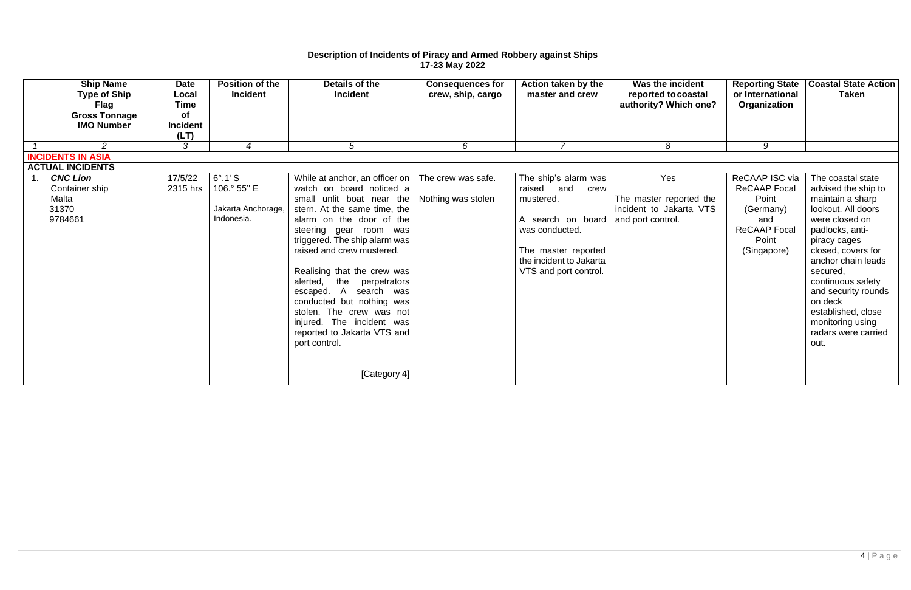**Description of Incidents of Piracy and Armed Robbery against Ships**
**17-23 May 2022**

| | **Ship Name Type of Ship Flag Gross Tonnage IMO Number** | **Date Local Time of Incident (LT)** | **Position of the Incident** | **Details of the Incident** | **Consequences for crew, ship, cargo** | **Action taken by the master and crew** | **Was the incident reported to coastal authority? Which one?** | **Reporting State or International Organization** | **Coastal State Action Taken** |
|---|---|---|---|---|---|---|---|---|---|
| *1* | *2* | *3* | *4* | *5* | *6* | *7* | *8* | *9* | |
| **INCIDENTS IN ASIA** | | | | | | | | | |
| **ACTUAL INCIDENTS** | | | | | | | | | |
| 1. | ***CNC Lion*** Container ship Malta 31370 9784661 | 17/5/22 2315 hrs | 6°.1' S 106.° 55'' E Jakarta Anchorage, Indonesia. | While at anchor, an officer on watch on board noticed a small unlit boat near the stern. At the same time, the alarm on the door of the steering gear room was triggered. The ship alarm was raised and crew mustered. Realising that the crew was alerted, the perpetrators escaped. A search was conducted but nothing was stolen. The crew was not injured. The incident was reported to Jakarta VTS and port control. [Category 4] | The crew was safe. Nothing was stolen | The ship's alarm was raised and crew mustered. A search on board was conducted. The master reported the incident to Jakarta VTS and port control. | Yes The master reported the incident to Jakarta VTS and port control. | ReCAAP ISC via ReCAAP Focal Point (Germany) and ReCAAP Focal Point (Singapore) | The coastal state advised the ship to maintain a sharp lookout. All doors were closed on padlocks, anti-piracy cages closed, covers for anchor chain leads secured, continuous safety and security rounds on deck established, close monitoring using radars were carried out. |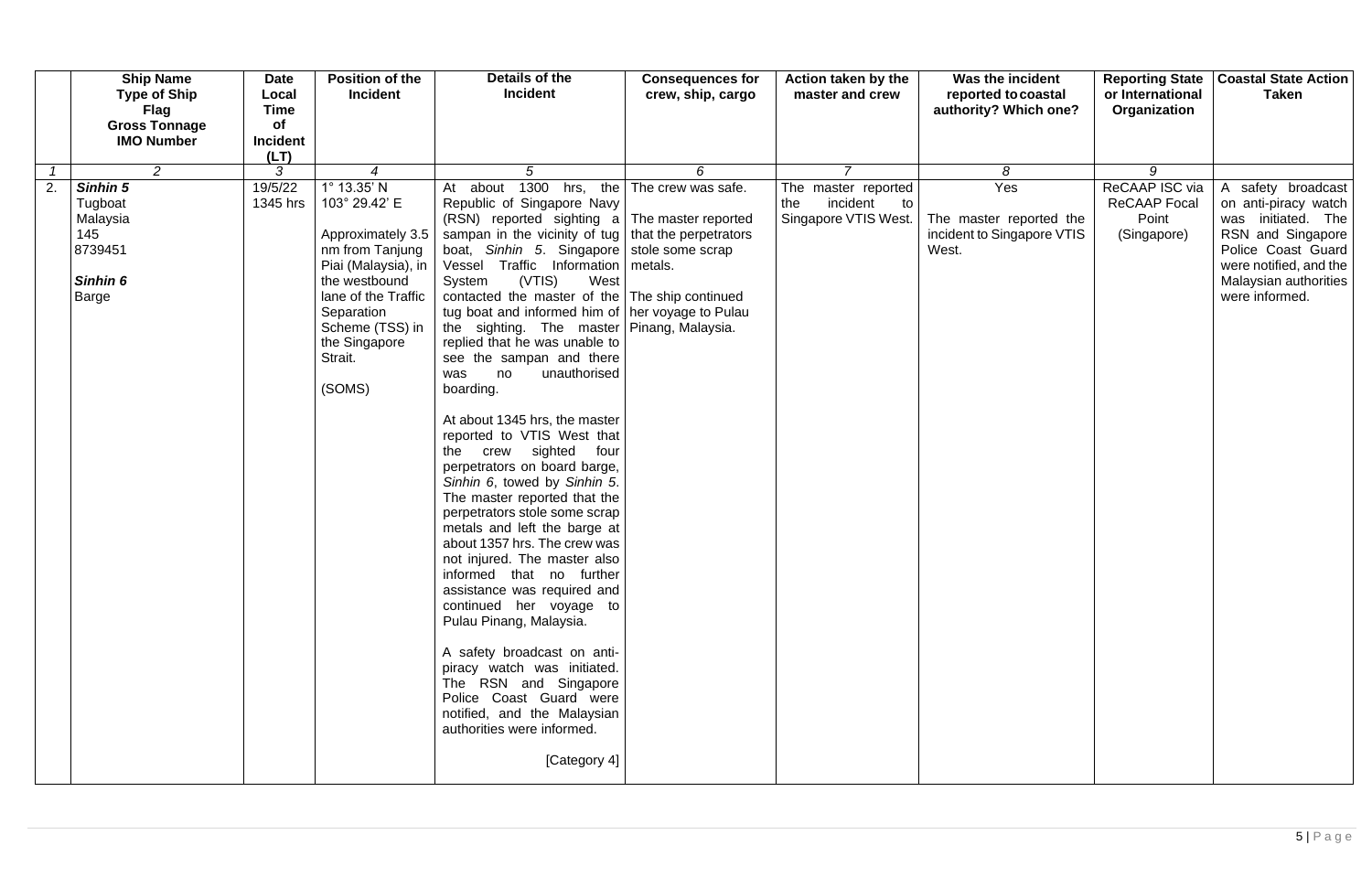| | Ship Name<br>Type of Ship<br>Flag<br>Gross Tonnage<br>IMO Number | Date<br>Local<br>Time<br>of<br>Incident<br>(LT) | Position of the Incident | Details of the Incident | Consequences for crew, ship, cargo | Action taken by the master and crew | Was the incident reported to coastal authority? Which one? | Reporting State or International Organization | Coastal State Action Taken |
|---|---|---|---|---|---|---|---|---|---|
| *1* | *2* | *3* | *4* | *5* | *6* | *7* | *8* | *9* | |
| 2. | ***Sinhin 5***<br>Tugboat<br>Malaysia<br>145<br>8739451<br><br>***Sinhin 6***<br>Barge | 19/5/22<br>1345 hrs | 1° 13.35' N<br>103° 29.42' E<br><br>Approximately 3.5 nm from Tanjung Piai (Malaysia), in the westbound lane of the Traffic Separation Scheme (TSS) in the Singapore Strait.<br><br>(SOMS) | At about 1300 hrs, the Republic of Singapore Navy (RSN) reported sighting a sampan in the vicinity of tug boat, *Sinhin 5*. Singapore Vessel Traffic Information System (VTIS) West contacted the master of the tug boat and informed him of the sighting. The master replied that he was unable to see the sampan and there was no unauthorised boarding.<br><br>At about 1345 hrs, the master reported to VTIS West that the crew sighted four perpetrators on board barge, *Sinhin 6*, towed by *Sinhin 5*. The master reported that the perpetrators stole some scrap metals and left the barge at about 1357 hrs. The crew was not injured. The master also informed that no further assistance was required and continued her voyage to Pulau Pinang, Malaysia.<br><br>A safety broadcast on anti-piracy watch was initiated. The RSN and Singapore Police Coast Guard were notified, and the Malaysian authorities were informed.<br><br>[Category 4] | The crew was safe.<br><br>The master reported that the perpetrators stole some scrap metals.<br><br>The ship continued her voyage to Pulau Pinang, Malaysia. | The master reported the incident to Singapore VTIS West. | Yes<br><br>The master reported the incident to Singapore VTIS West. | ReCAAP ISC via ReCAAP Focal Point (Singapore) | A safety broadcast on anti-piracy watch was initiated. The RSN and Singapore Police Coast Guard were notified, and the Malaysian authorities were informed. |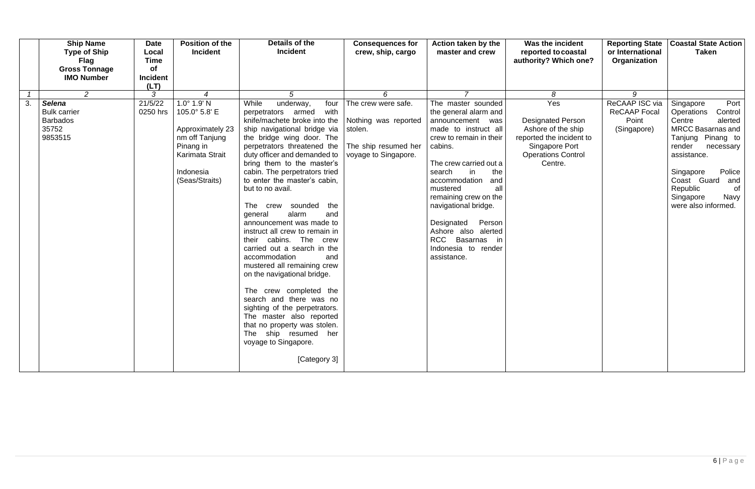| | Ship Name<br>Type of Ship<br>Flag<br>Gross Tonnage<br>IMO Number | Date Local Time of Incident (LT) | Position of the Incident | Details of the Incident | Consequences for crew, ship, cargo | Action taken by the master and crew | Was the incident reported to coastal authority? Which one? | Reporting State or International Organization | Coastal State Action Taken |
|---|---|---|---|---|---|---|---|---|---|
| *1* | *2* | *3* | *4* | *5* | *6* | *7* | *8* | *9* | |
| 3. | ***Selena***<br>Bulk carrier<br>Barbados<br>35752<br>9853515 | 21/5/22<br>0250 hrs | 1.0° 1.9' N<br>105.0° 5.8' E<br><br>Approximately 23 nm off Tanjung Pinang in Karimata Strait<br><br>Indonesia<br>(Seas/Straits) | While underway, four perpetrators armed with knife/machete broke into the ship navigational bridge via the bridge wing door. The perpetrators threatened the duty officer and demanded to bring them to the master's cabin. The perpetrators tried to enter the master's cabin, but to no avail.<br><br>The crew sounded the general alarm and announcement was made to instruct all crew to remain in their cabins. The crew carried out a search in the accommodation and mustered all remaining crew on the navigational bridge.<br><br>The crew completed the search and there was no sighting of the perpetrators. The master also reported that no property was stolen. The ship resumed her voyage to Singapore.<br><br>[Category 3] | The crew were safe.<br><br>Nothing was reported stolen.<br><br>The ship resumed her voyage to Singapore. | The master sounded the general alarm and announcement was made to instruct all crew to remain in their cabins.<br><br>The crew carried out a search in the accommodation and mustered all remaining crew on the navigational bridge.<br><br>Designated Person Ashore also alerted RCC Basarnas in Indonesia to render assistance. | Yes<br><br>Designated Person Ashore of the ship reported the incident to Singapore Port Operations Control Centre. | ReCAAP ISC via ReCAAP Focal Point (Singapore) | Singapore Port Operations Control Centre alerted MRCC Basarnas and Tanjung Pinang to render necessary assistance.<br><br>Singapore Police Coast Guard and Republic of Singapore Navy were also informed. |